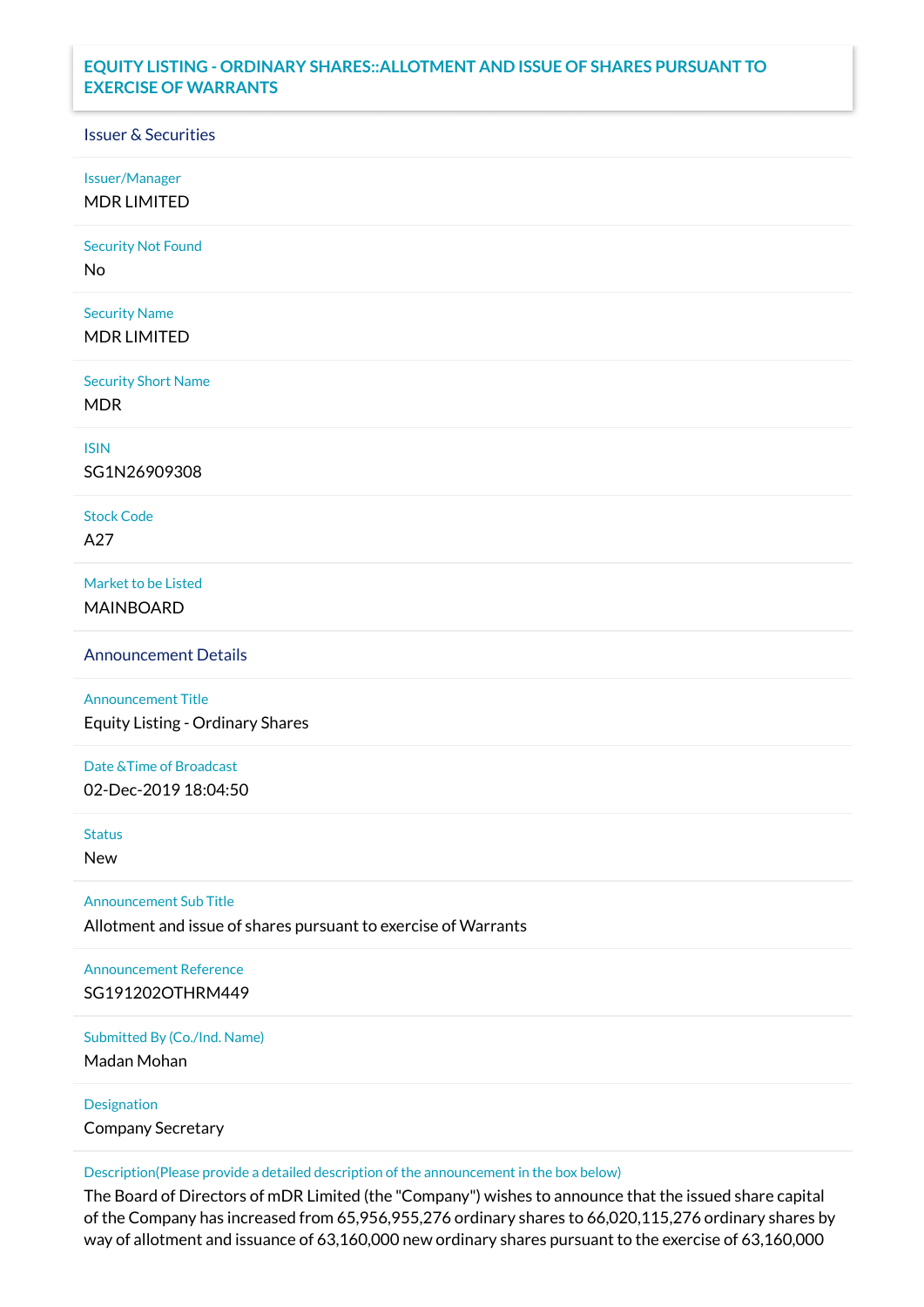# EQUITY LISTING - ORDINARY SHARES::ALLOTMENT AND ISSUE OF SHARES PURSUANT TO EXERCISE OF WARRANTS

## Issuer & Securities

**Issuer/Manager**
MDR LIMITED

**Security Not Found**
No

**Security Name**
MDR LIMITED

**Security Short Name**
MDR

**ISIN**
SG1N26909308

**Stock Code**
A27

**Market to be Listed**
MAINBOARD

## Announcement Details

**Announcement Title**
Equity Listing - Ordinary Shares

**Date &Time of Broadcast**
02-Dec-2019 18:04:50

**Status**
New

**Announcement Sub Title**
Allotment and issue of shares pursuant to exercise of Warrants

**Announcement Reference**
SG191202OTHRM449

**Submitted By (Co./Ind. Name)**
Madan Mohan

**Designation**
Company Secretary

**Description(Please provide a detailed description of the announcement in the box below)**
The Board of Directors of mDR Limited (the "Company") wishes to announce that the issued share capital of the Company has increased from 65,956,955,276 ordinary shares to 66,020,115,276 ordinary shares by way of allotment and issuance of 63,160,000 new ordinary shares pursuant to the exercise of 63,160,000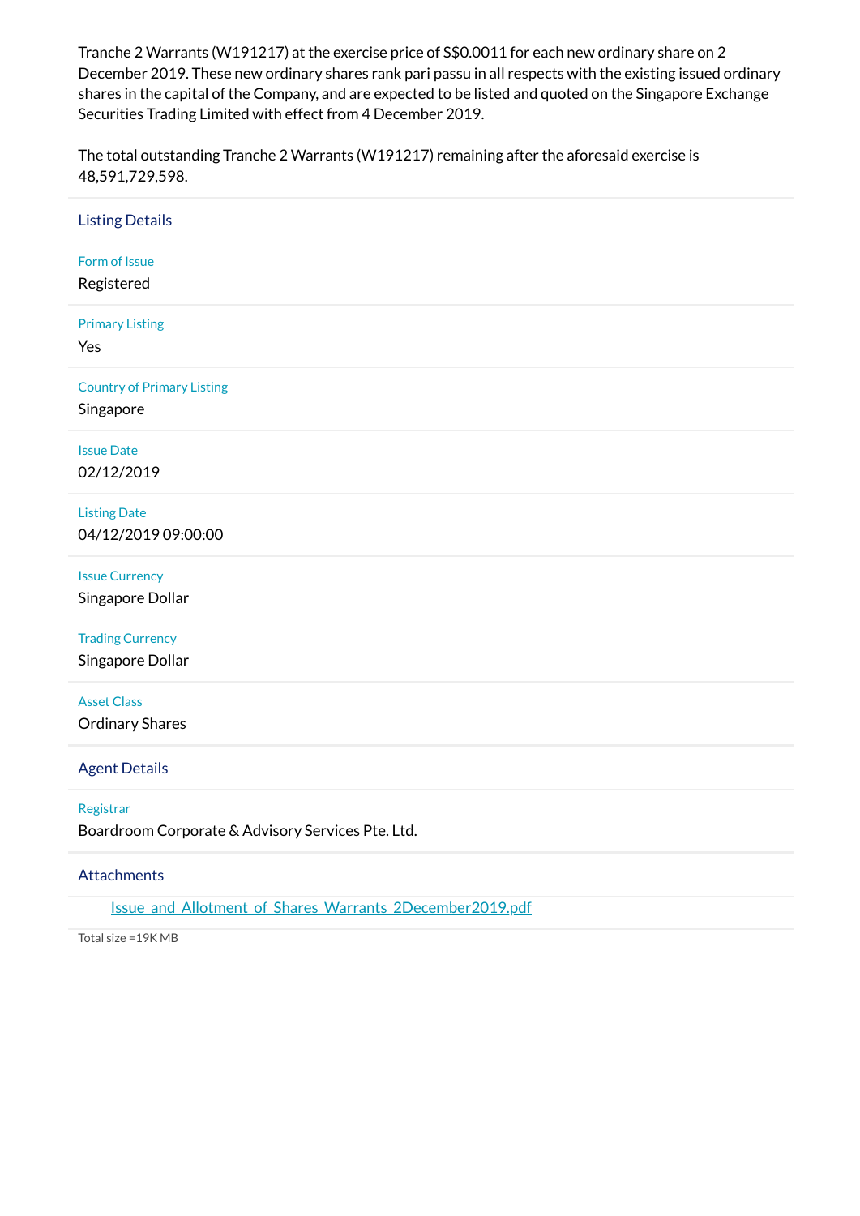Tranche 2 Warrants (W191217) at the exercise price of S$0.0011 for each new ordinary share on 2 December 2019. These new ordinary shares rank pari passu in all respects with the existing issued ordinary shares in the capital of the Company, and are expected to be listed and quoted on the Singapore Exchange Securities Trading Limited with effect from 4 December 2019.

The total outstanding Tranche 2 Warrants (W191217) remaining after the aforesaid exercise is 48,591,729,598.

## Listing Details

Form of Issue
Registered

Primary Listing
Yes

Country of Primary Listing
Singapore

Issue Date
02/12/2019

Listing Date
04/12/2019 09:00:00

Issue Currency
Singapore Dollar

Trading Currency
Singapore Dollar

Asset Class
Ordinary Shares

## Agent Details

Registrar
Boardroom Corporate & Advisory Services Pte. Ltd.

## Attachments

Issue_and_Allotment_of_Shares_Warrants_2December2019.pdf

Total size =19K MB